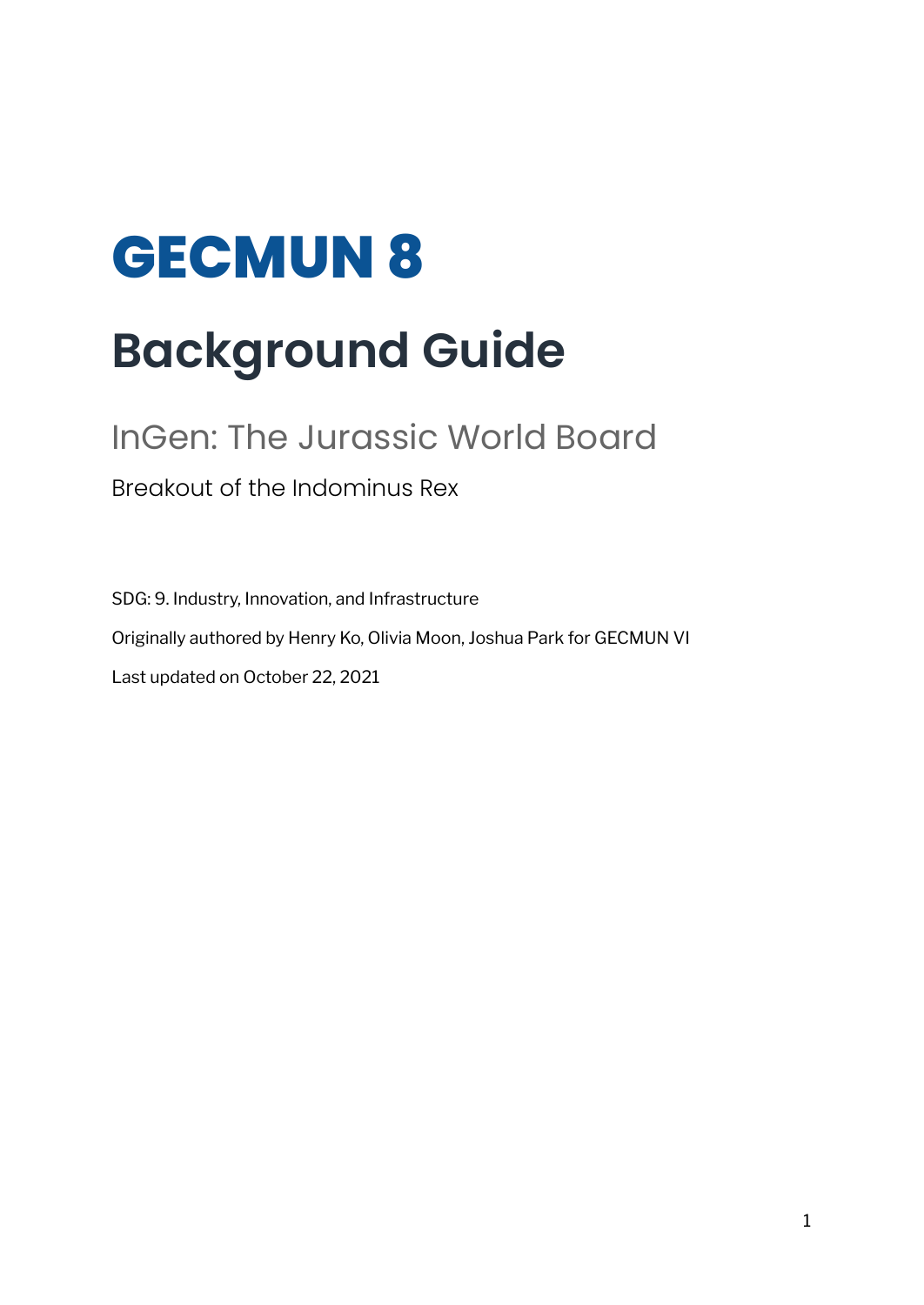# GECMUN 8

# Background Guide

## InGen: The Jurassic World Board

### Breakout of the Indominus Rex

SDG: 9. Industry, Innovation, and Infrastructure

Originally authored by Henry Ko, Olivia Moon, Joshua Park for GECMUN VI

Last updated on October 22, 2021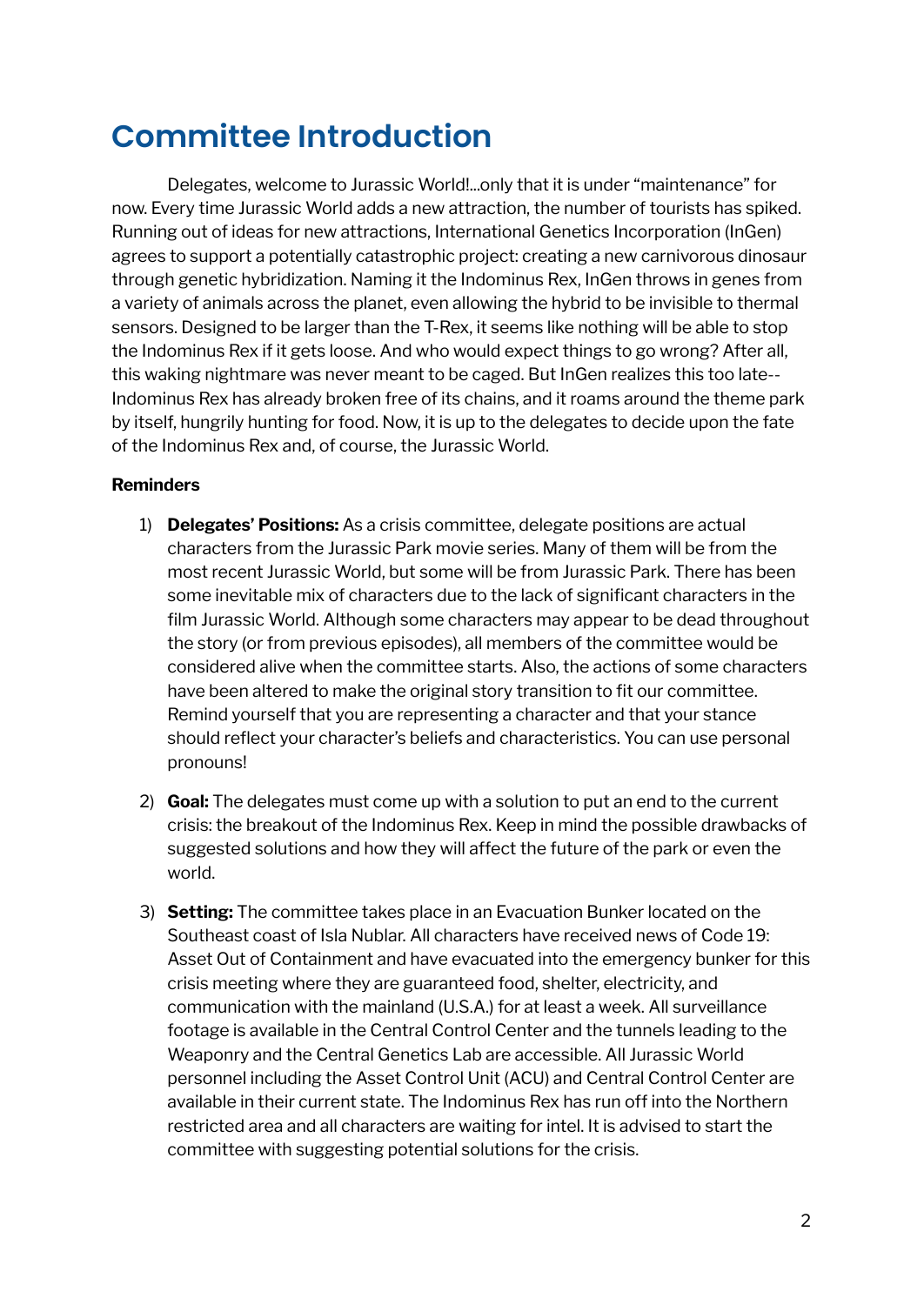# Committee Introduction

Delegates, welcome to Jurassic World!...only that it is under "maintenance" for now. Every time Jurassic World adds a new attraction, the number of tourists has spiked. Running out of ideas for new attractions, International Genetics Incorporation (InGen) agrees to support a potentially catastrophic project: creating a new carnivorous dinosaur through genetic hybridization. Naming it the Indominus Rex, InGen throws in genes from a variety of animals across the planet, even allowing the hybrid to be invisible to thermal sensors. Designed to be larger than the T-Rex, it seems like nothing will be able to stop the Indominus Rex if it gets loose. And who would expect things to go wrong? After all, this waking nightmare was never meant to be caged. But InGen realizes this too late-- Indominus Rex has already broken free of its chains, and it roams around the theme park by itself, hungrily hunting for food. Now, it is up to the delegates to decide upon the fate of the Indominus Rex and, of course, the Jurassic World.

**Reminders**

1) **Delegates' Positions:** As a crisis committee, delegate positions are actual characters from the Jurassic Park movie series. Many of them will be from the most recent Jurassic World, but some will be from Jurassic Park. There has been some inevitable mix of characters due to the lack of significant characters in the film Jurassic World. Although some characters may appear to be dead throughout the story (or from previous episodes), all members of the committee would be considered alive when the committee starts. Also, the actions of some characters have been altered to make the original story transition to fit our committee. Remind yourself that you are representing a character and that your stance should reflect your character's beliefs and characteristics. You can use personal pronouns!

2) **Goal:** The delegates must come up with a solution to put an end to the current crisis: the breakout of the Indominus Rex. Keep in mind the possible drawbacks of suggested solutions and how they will affect the future of the park or even the world.

3) **Setting:** The committee takes place in an Evacuation Bunker located on the Southeast coast of Isla Nublar. All characters have received news of Code 19: Asset Out of Containment and have evacuated into the emergency bunker for this crisis meeting where they are guaranteed food, shelter, electricity, and communication with the mainland (U.S.A.) for at least a week. All surveillance footage is available in the Central Control Center and the tunnels leading to the Weaponry and the Central Genetics Lab are accessible. All Jurassic World personnel including the Asset Control Unit (ACU) and Central Control Center are available in their current state. The Indominus Rex has run off into the Northern restricted area and all characters are waiting for intel. It is advised to start the committee with suggesting potential solutions for the crisis.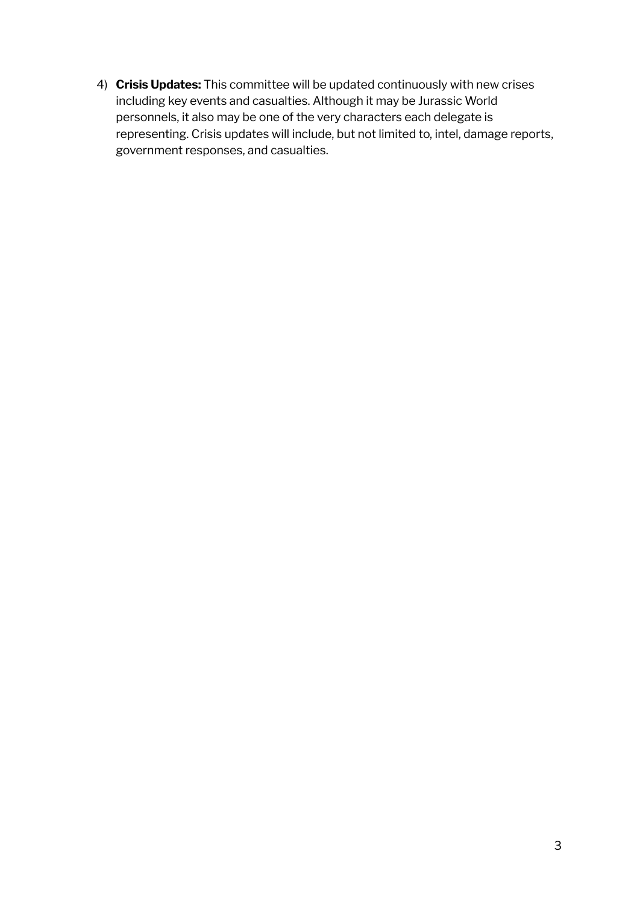4) **Crisis Updates:** This committee will be updated continuously with new crises including key events and casualties. Although it may be Jurassic World personnels, it also may be one of the very characters each delegate is representing. Crisis updates will include, but not limited to, intel, damage reports, government responses, and casualties.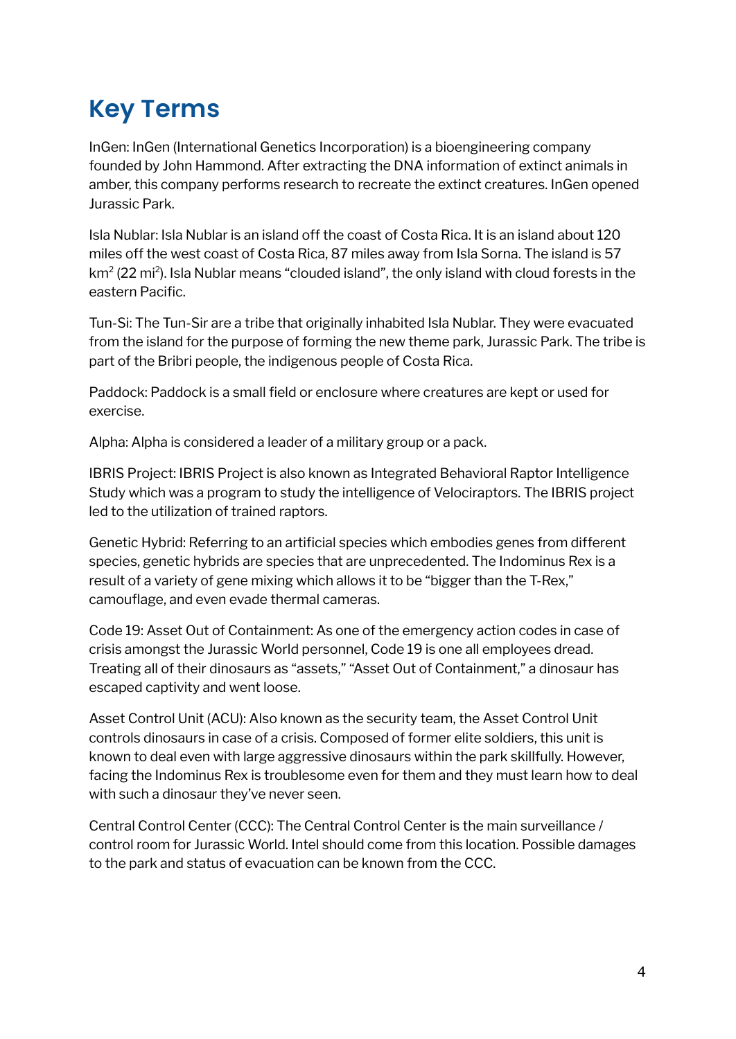# Key Terms

InGen: InGen (International Genetics Incorporation) is a bioengineering company founded by John Hammond. After extracting the DNA information of extinct animals in amber, this company performs research to recreate the extinct creatures. InGen opened Jurassic Park.

Isla Nublar: Isla Nublar is an island off the coast of Costa Rica. It is an island about 120 miles off the west coast of Costa Rica, 87 miles away from Isla Sorna. The island is 57 $km^2$ (22 $mi^2$). Isla Nublar means "clouded island", the only island with cloud forests in the eastern Pacific.

Tun-Si: The Tun-Sir are a tribe that originally inhabited Isla Nublar. They were evacuated from the island for the purpose of forming the new theme park, Jurassic Park. The tribe is part of the Bribri people, the indigenous people of Costa Rica.

Paddock: Paddock is a small field or enclosure where creatures are kept or used for exercise.

Alpha: Alpha is considered a leader of a military group or a pack.

IBRIS Project: IBRIS Project is also known as Integrated Behavioral Raptor Intelligence Study which was a program to study the intelligence of Velociraptors. The IBRIS project led to the utilization of trained raptors.

Genetic Hybrid: Referring to an artificial species which embodies genes from different species, genetic hybrids are species that are unprecedented. The Indominus Rex is a result of a variety of gene mixing which allows it to be "bigger than the T-Rex," camouflage, and even evade thermal cameras.

Code 19: Asset Out of Containment: As one of the emergency action codes in case of crisis amongst the Jurassic World personnel, Code 19 is one all employees dread. Treating all of their dinosaurs as "assets," "Asset Out of Containment," a dinosaur has escaped captivity and went loose.

Asset Control Unit (ACU): Also known as the security team, the Asset Control Unit controls dinosaurs in case of a crisis. Composed of former elite soldiers, this unit is known to deal even with large aggressive dinosaurs within the park skillfully. However, facing the Indominus Rex is troublesome even for them and they must learn how to deal with such a dinosaur they've never seen.

Central Control Center (CCC): The Central Control Center is the main surveillance / control room for Jurassic World. Intel should come from this location. Possible damages to the park and status of evacuation can be known from the CCC.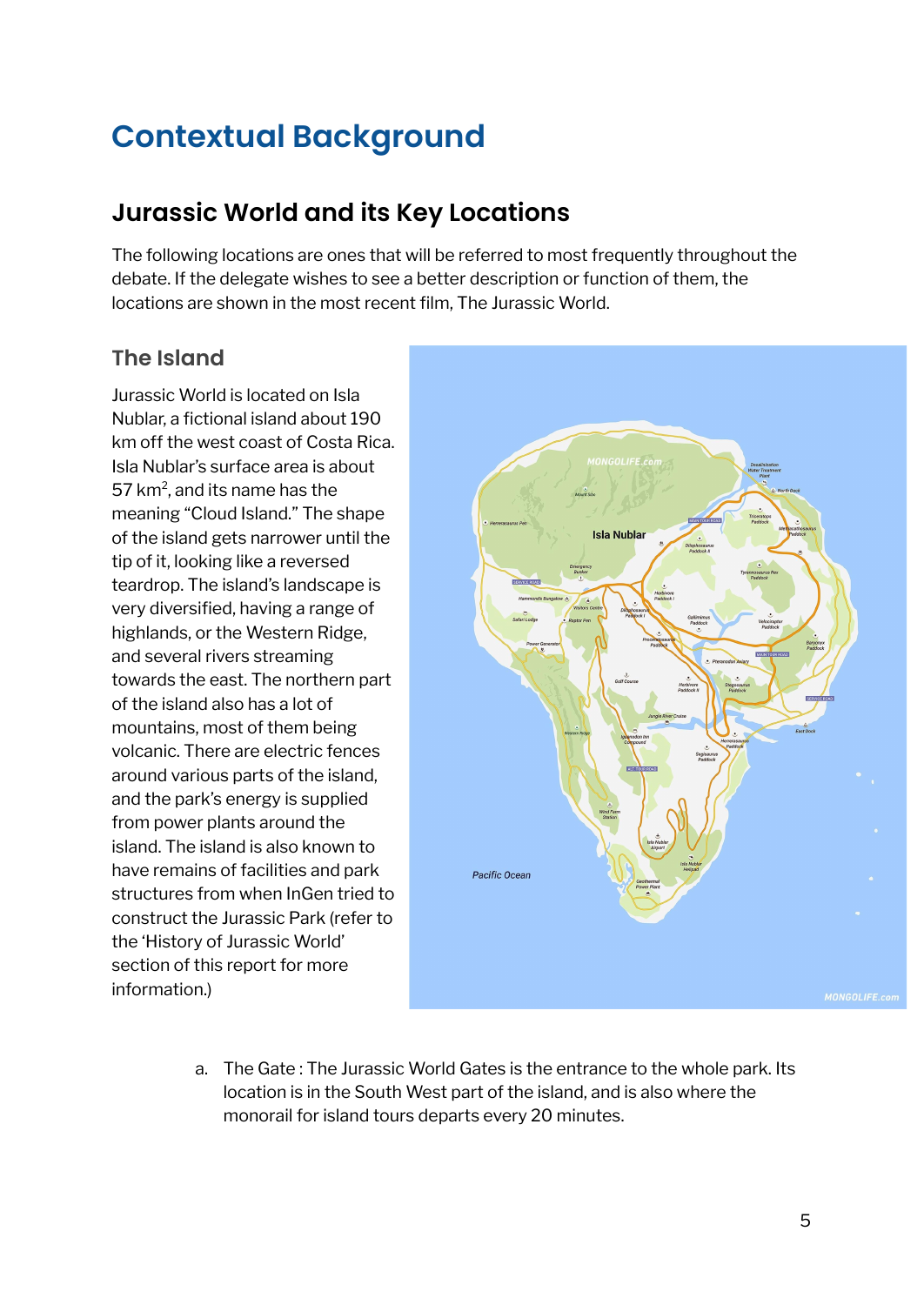# Contextual Background

## Jurassic World and its Key Locations

The following locations are ones that will be referred to most frequently throughout the debate. If the delegate wishes to see a better description or function of them, the locations are shown in the most recent film, The Jurassic World.

### The Island

Jurassic World is located on Isla Nublar, a fictional island about 190 km off the west coast of Costa Rica. Isla Nublar's surface area is about 57 $km^2$, and its name has the meaning "Cloud Island." The shape of the island gets narrower until the tip of it, looking like a reversed teardrop. The island's landscape is very diversified, having a range of highlands, or the Western Ridge, and several rivers streaming towards the east. The northern part of the island also has a lot of mountains, most of them being volcanic. There are electric fences around various parts of the island, and the park's energy is supplied from power plants around the island. The island is also known to have remains of facilities and park structures from when InGen tried to construct the Jurassic Park (refer to the 'History of Jurassic World' section of this report for more information.)

a. The Gate : The Jurassic World Gates is the entrance to the whole park. Its location is in the South West part of the island, and is also where the monorail for island tours departs every 20 minutes.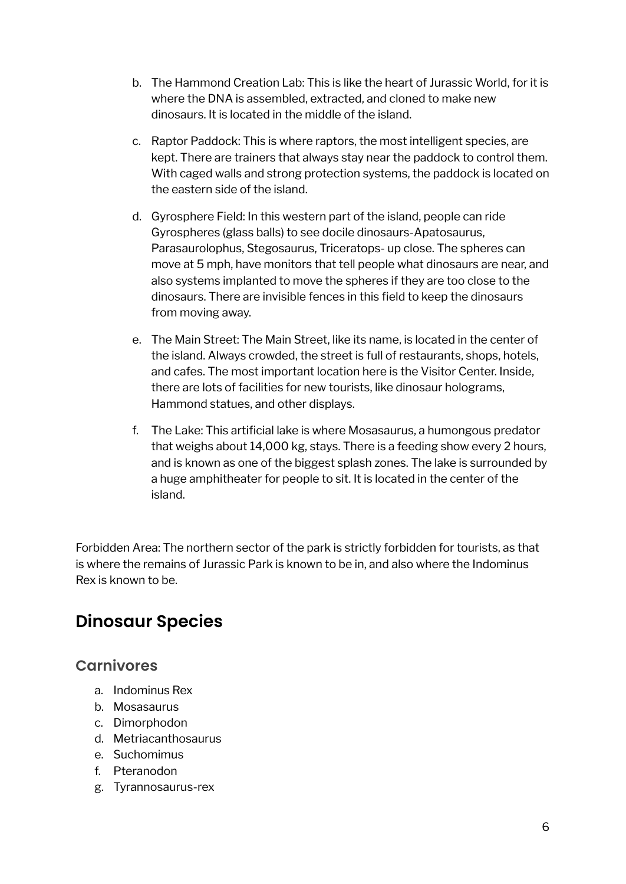b. The Hammond Creation Lab: This is like the heart of Jurassic World, for it is where the DNA is assembled, extracted, and cloned to make new dinosaurs. It is located in the middle of the island.

c. Raptor Paddock: This is where raptors, the most intelligent species, are kept. There are trainers that always stay near the paddock to control them. With caged walls and strong protection systems, the paddock is located on the eastern side of the island.

d. Gyrosphere Field: In this western part of the island, people can ride Gyrospheres (glass balls) to see docile dinosaurs-Apatosaurus, Parasaurolophus, Stegosaurus, Triceratops- up close. The spheres can move at 5 mph, have monitors that tell people what dinosaurs are near, and also systems implanted to move the spheres if they are too close to the dinosaurs. There are invisible fences in this field to keep the dinosaurs from moving away.

e. The Main Street: The Main Street, like its name, is located in the center of the island. Always crowded, the street is full of restaurants, shops, hotels, and cafes. The most important location here is the Visitor Center. Inside, there are lots of facilities for new tourists, like dinosaur holograms, Hammond statues, and other displays.

f. The Lake: This artificial lake is where Mosasaurus, a humongous predator that weighs about 14,000 kg, stays. There is a feeding show every 2 hours, and is known as one of the biggest splash zones. The lake is surrounded by a huge amphitheater for people to sit. It is located in the center of the island.

Forbidden Area: The northern sector of the park is strictly forbidden for tourists, as that is where the remains of Jurassic Park is known to be in, and also where the Indominus Rex is known to be.

## Dinosaur Species

### Carnivores

a. Indominus Rex
b. Mosasaurus
c. Dimorphodon
d. Metriacanthosaurus
e. Suchomimus
f. Pteranodon
g. Tyrannosaurus-rex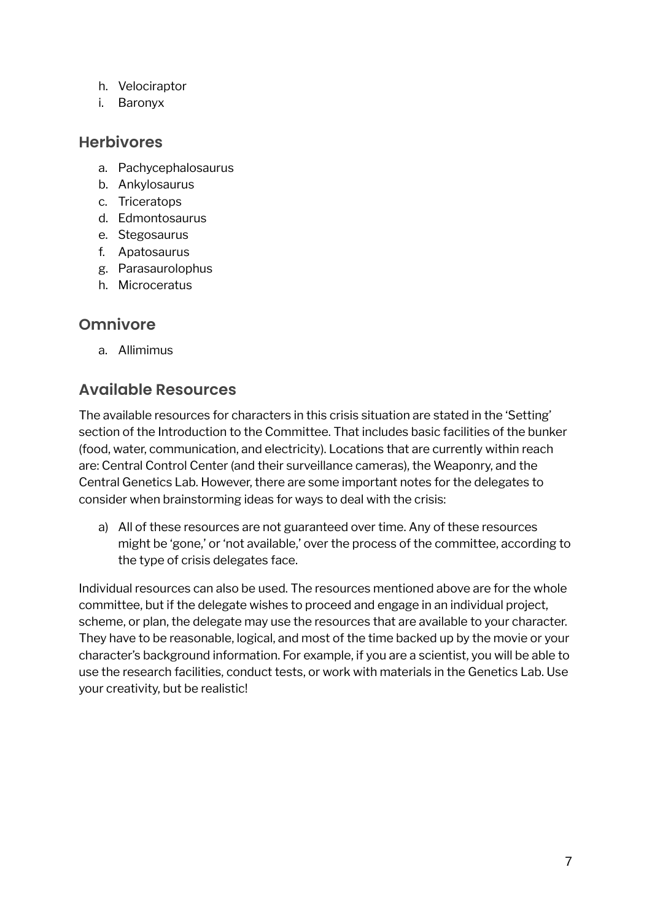h. Velociraptor
i. Baronyx

## Herbivores

a. Pachycephalosaurus
b. Ankylosaurus
c. Triceratops
d. Edmontosaurus
e. Stegosaurus
f. Apatosaurus
g. Parasaurolophus
h. Microceratus

## Omnivore

a. Allimimus

## Available Resources

The available resources for characters in this crisis situation are stated in the 'Setting' section of the Introduction to the Committee. That includes basic facilities of the bunker (food, water, communication, and electricity). Locations that are currently within reach are: Central Control Center (and their surveillance cameras), the Weaponry, and the Central Genetics Lab. However, there are some important notes for the delegates to consider when brainstorming ideas for ways to deal with the crisis:

a) All of these resources are not guaranteed over time. Any of these resources might be 'gone,' or 'not available,' over the process of the committee, according to the type of crisis delegates face.

Individual resources can also be used. The resources mentioned above are for the whole committee, but if the delegate wishes to proceed and engage in an individual project, scheme, or plan, the delegate may use the resources that are available to your character. They have to be reasonable, logical, and most of the time backed up by the movie or your character's background information. For example, if you are a scientist, you will be able to use the research facilities, conduct tests, or work with materials in the Genetics Lab. Use your creativity, but be realistic!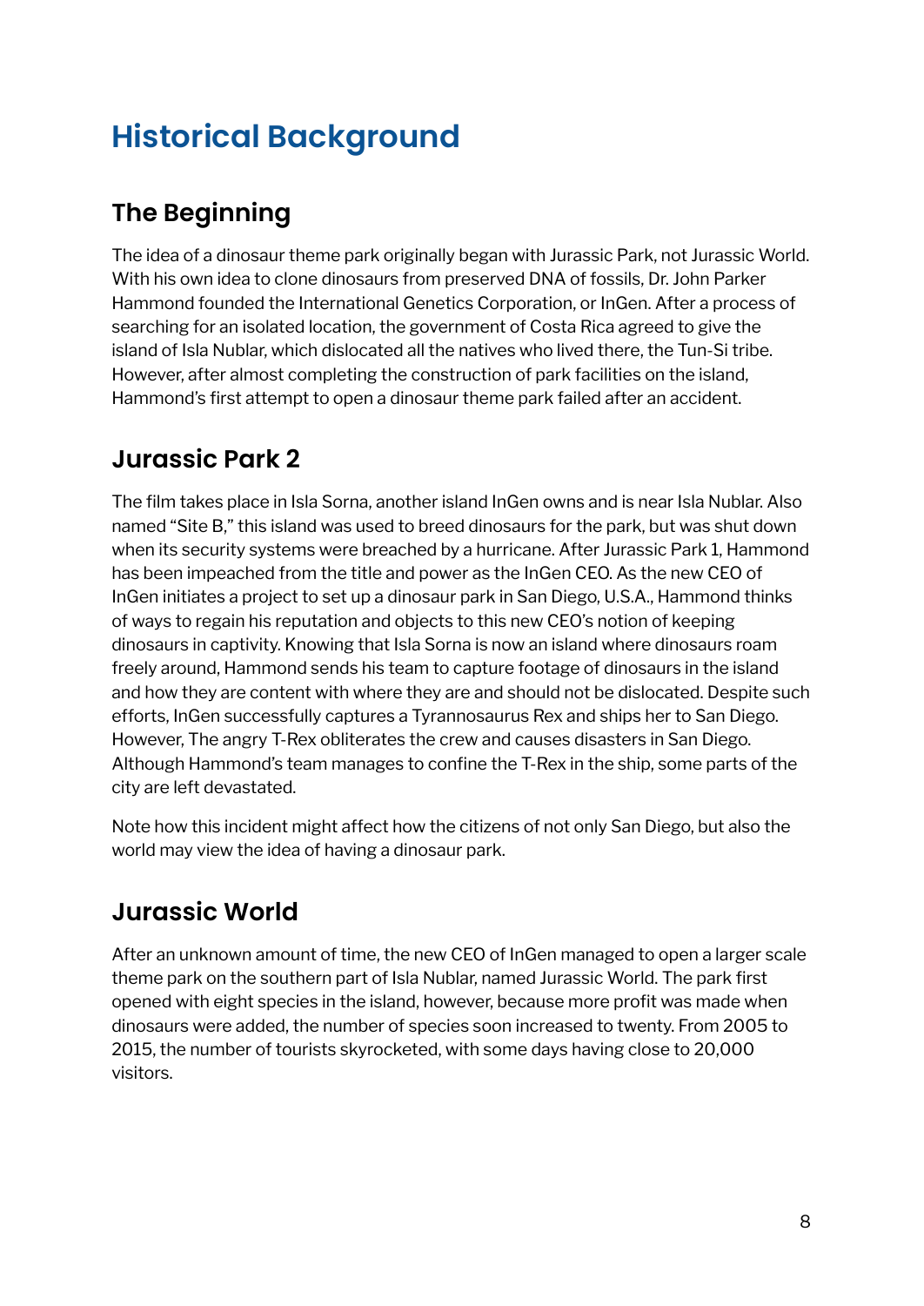# Historical Background

## The Beginning

The idea of a dinosaur theme park originally began with Jurassic Park, not Jurassic World. With his own idea to clone dinosaurs from preserved DNA of fossils, Dr. John Parker Hammond founded the International Genetics Corporation, or InGen. After a process of searching for an isolated location, the government of Costa Rica agreed to give the island of Isla Nublar, which dislocated all the natives who lived there, the Tun-Si tribe. However, after almost completing the construction of park facilities on the island, Hammond's first attempt to open a dinosaur theme park failed after an accident.

## Jurassic Park 2

The film takes place in Isla Sorna, another island InGen owns and is near Isla Nublar. Also named "Site B," this island was used to breed dinosaurs for the park, but was shut down when its security systems were breached by a hurricane. After Jurassic Park 1, Hammond has been impeached from the title and power as the InGen CEO. As the new CEO of InGen initiates a project to set up a dinosaur park in San Diego, U.S.A., Hammond thinks of ways to regain his reputation and objects to this new CEO's notion of keeping dinosaurs in captivity. Knowing that Isla Sorna is now an island where dinosaurs roam freely around, Hammond sends his team to capture footage of dinosaurs in the island and how they are content with where they are and should not be dislocated. Despite such efforts, InGen successfully captures a Tyrannosaurus Rex and ships her to San Diego. However, The angry T-Rex obliterates the crew and causes disasters in San Diego. Although Hammond's team manages to confine the T-Rex in the ship, some parts of the city are left devastated.

Note how this incident might affect how the citizens of not only San Diego, but also the world may view the idea of having a dinosaur park.

## Jurassic World

After an unknown amount of time, the new CEO of InGen managed to open a larger scale theme park on the southern part of Isla Nublar, named Jurassic World. The park first opened with eight species in the island, however, because more profit was made when dinosaurs were added, the number of species soon increased to twenty. From 2005 to 2015, the number of tourists skyrocketed, with some days having close to 20,000 visitors.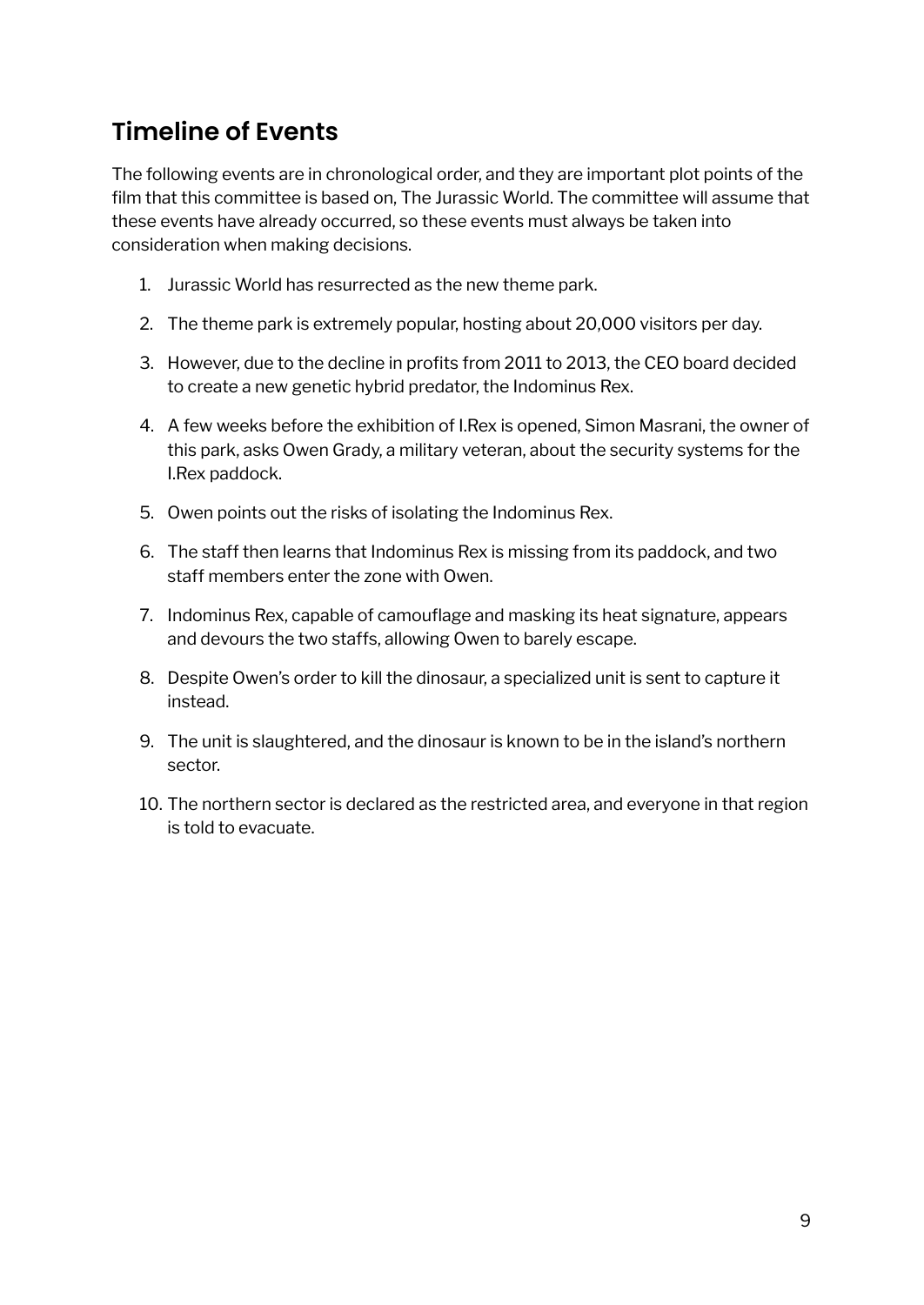## Timeline of Events

The following events are in chronological order, and they are important plot points of the film that this committee is based on, The Jurassic World. The committee will assume that these events have already occurred, so these events must always be taken into consideration when making decisions.

1. Jurassic World has resurrected as the new theme park.
2. The theme park is extremely popular, hosting about 20,000 visitors per day.
3. However, due to the decline in profits from 2011 to 2013, the CEO board decided to create a new genetic hybrid predator, the Indominus Rex.
4. A few weeks before the exhibition of I.Rex is opened, Simon Masrani, the owner of this park, asks Owen Grady, a military veteran, about the security systems for the I.Rex paddock.
5. Owen points out the risks of isolating the Indominus Rex.
6. The staff then learns that Indominus Rex is missing from its paddock, and two staff members enter the zone with Owen.
7. Indominus Rex, capable of camouflage and masking its heat signature, appears and devours the two staffs, allowing Owen to barely escape.
8. Despite Owen's order to kill the dinosaur, a specialized unit is sent to capture it instead.
9. The unit is slaughtered, and the dinosaur is known to be in the island's northern sector.
10. The northern sector is declared as the restricted area, and everyone in that region is told to evacuate.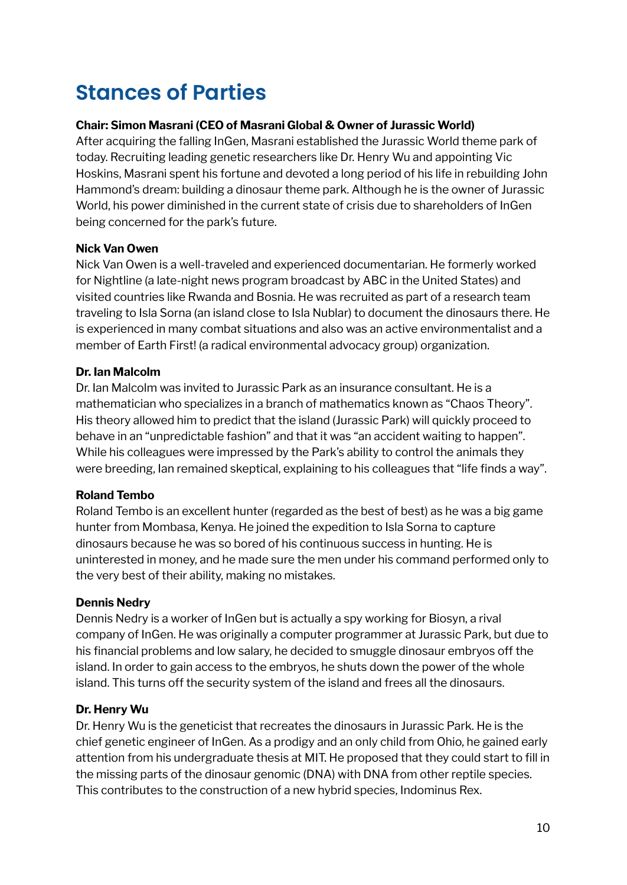# Stances of Parties

**Chair: Simon Masrani (CEO of Masrani Global & Owner of Jurassic World)**

After acquiring the falling InGen, Masrani established the Jurassic World theme park of today. Recruiting leading genetic researchers like Dr. Henry Wu and appointing Vic Hoskins, Masrani spent his fortune and devoted a long period of his life in rebuilding John Hammond's dream: building a dinosaur theme park. Although he is the owner of Jurassic World, his power diminished in the current state of crisis due to shareholders of InGen being concerned for the park's future.

**Nick Van Owen**

Nick Van Owen is a well-traveled and experienced documentarian. He formerly worked for Nightline (a late-night news program broadcast by ABC in the United States) and visited countries like Rwanda and Bosnia. He was recruited as part of a research team traveling to Isla Sorna (an island close to Isla Nublar) to document the dinosaurs there. He is experienced in many combat situations and also was an active environmentalist and a member of Earth First! (a radical environmental advocacy group) organization.

**Dr. Ian Malcolm**

Dr. Ian Malcolm was invited to Jurassic Park as an insurance consultant. He is a mathematician who specializes in a branch of mathematics known as "Chaos Theory". His theory allowed him to predict that the island (Jurassic Park) will quickly proceed to behave in an "unpredictable fashion" and that it was "an accident waiting to happen". While his colleagues were impressed by the Park's ability to control the animals they were breeding, Ian remained skeptical, explaining to his colleagues that "life finds a way".

**Roland Tembo**

Roland Tembo is an excellent hunter (regarded as the best of best) as he was a big game hunter from Mombasa, Kenya. He joined the expedition to Isla Sorna to capture dinosaurs because he was so bored of his continuous success in hunting. He is uninterested in money, and he made sure the men under his command performed only to the very best of their ability, making no mistakes.

**Dennis Nedry**

Dennis Nedry is a worker of InGen but is actually a spy working for Biosyn, a rival company of InGen. He was originally a computer programmer at Jurassic Park, but due to his financial problems and low salary, he decided to smuggle dinosaur embryos off the island. In order to gain access to the embryos, he shuts down the power of the whole island. This turns off the security system of the island and frees all the dinosaurs.

**Dr. Henry Wu**

Dr. Henry Wu is the geneticist that recreates the dinosaurs in Jurassic Park. He is the chief genetic engineer of InGen. As a prodigy and an only child from Ohio, he gained early attention from his undergraduate thesis at MIT. He proposed that they could start to fill in the missing parts of the dinosaur genomic (DNA) with DNA from other reptile species. This contributes to the construction of a new hybrid species, Indominus Rex.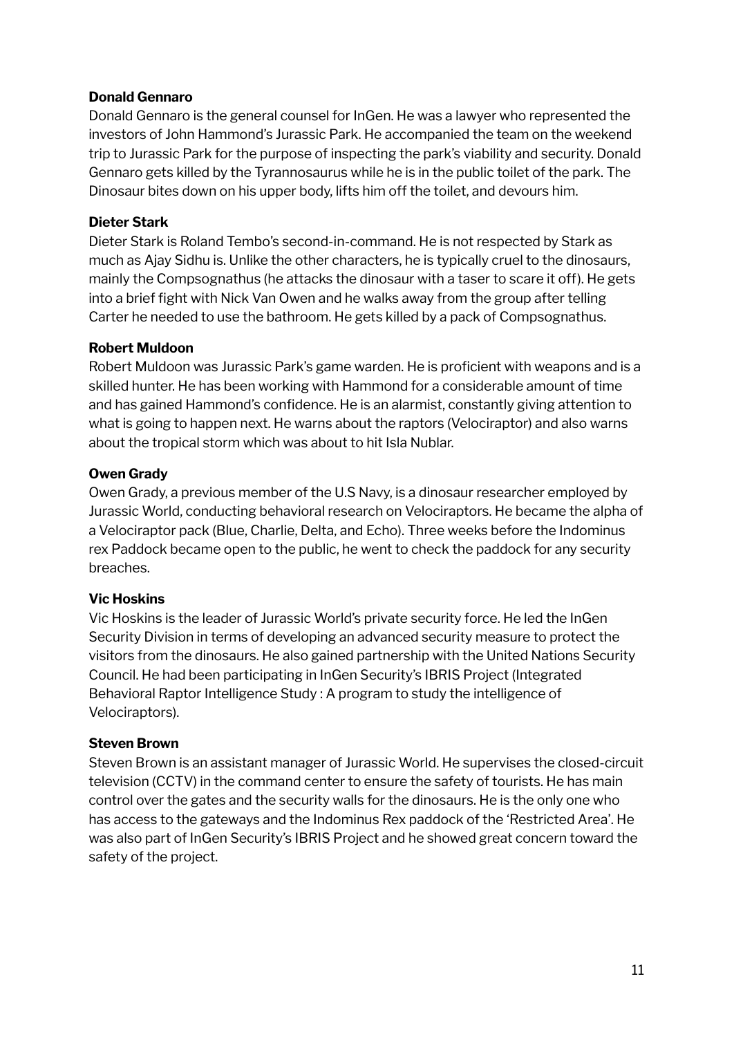**Donald Gennaro**

Donald Gennaro is the general counsel for InGen. He was a lawyer who represented the investors of John Hammond's Jurassic Park. He accompanied the team on the weekend trip to Jurassic Park for the purpose of inspecting the park's viability and security. Donald Gennaro gets killed by the Tyrannosaurus while he is in the public toilet of the park. The Dinosaur bites down on his upper body, lifts him off the toilet, and devours him.

**Dieter Stark**

Dieter Stark is Roland Tembo's second-in-command. He is not respected by Stark as much as Ajay Sidhu is. Unlike the other characters, he is typically cruel to the dinosaurs, mainly the Compsognathus (he attacks the dinosaur with a taser to scare it off). He gets into a brief fight with Nick Van Owen and he walks away from the group after telling Carter he needed to use the bathroom. He gets killed by a pack of Compsognathus.

**Robert Muldoon**

Robert Muldoon was Jurassic Park's game warden. He is proficient with weapons and is a skilled hunter. He has been working with Hammond for a considerable amount of time and has gained Hammond's confidence. He is an alarmist, constantly giving attention to what is going to happen next. He warns about the raptors (Velociraptor) and also warns about the tropical storm which was about to hit Isla Nublar.

**Owen Grady**

Owen Grady, a previous member of the U.S Navy, is a dinosaur researcher employed by Jurassic World, conducting behavioral research on Velociraptors. He became the alpha of a Velociraptor pack (Blue, Charlie, Delta, and Echo). Three weeks before the Indominus rex Paddock became open to the public, he went to check the paddock for any security breaches.

**Vic Hoskins**

Vic Hoskins is the leader of Jurassic World's private security force. He led the InGen Security Division in terms of developing an advanced security measure to protect the visitors from the dinosaurs. He also gained partnership with the United Nations Security Council. He had been participating in InGen Security's IBRIS Project (Integrated Behavioral Raptor Intelligence Study : A program to study the intelligence of Velociraptors).

**Steven Brown**

Steven Brown is an assistant manager of Jurassic World. He supervises the closed-circuit television (CCTV) in the command center to ensure the safety of tourists. He has main control over the gates and the security walls for the dinosaurs. He is the only one who has access to the gateways and the Indominus Rex paddock of the 'Restricted Area'. He was also part of InGen Security's IBRIS Project and he showed great concern toward the safety of the project.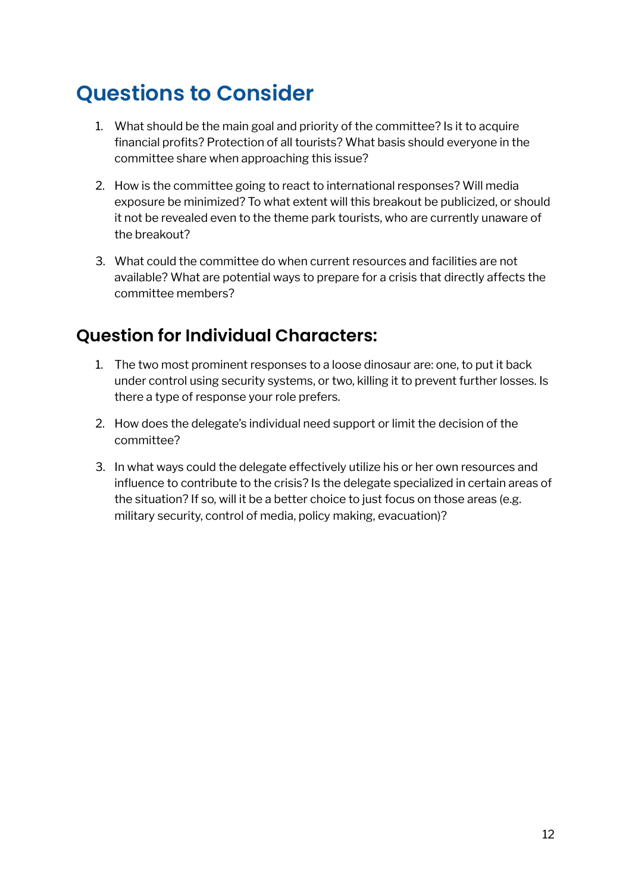# Questions to Consider

1. What should be the main goal and priority of the committee? Is it to acquire financial profits? Protection of all tourists? What basis should everyone in the committee share when approaching this issue?

2. How is the committee going to react to international responses? Will media exposure be minimized? To what extent will this breakout be publicized, or should it not be revealed even to the theme park tourists, who are currently unaware of the breakout?

3. What could the committee do when current resources and facilities are not available? What are potential ways to prepare for a crisis that directly affects the committee members?

## Question for Individual Characters:

1. The two most prominent responses to a loose dinosaur are: one, to put it back under control using security systems, or two, killing it to prevent further losses. Is there a type of response your role prefers.

2. How does the delegate's individual need support or limit the decision of the committee?

3. In what ways could the delegate effectively utilize his or her own resources and influence to contribute to the crisis? Is the delegate specialized in certain areas of the situation? If so, will it be a better choice to just focus on those areas (e.g. military security, control of media, policy making, evacuation)?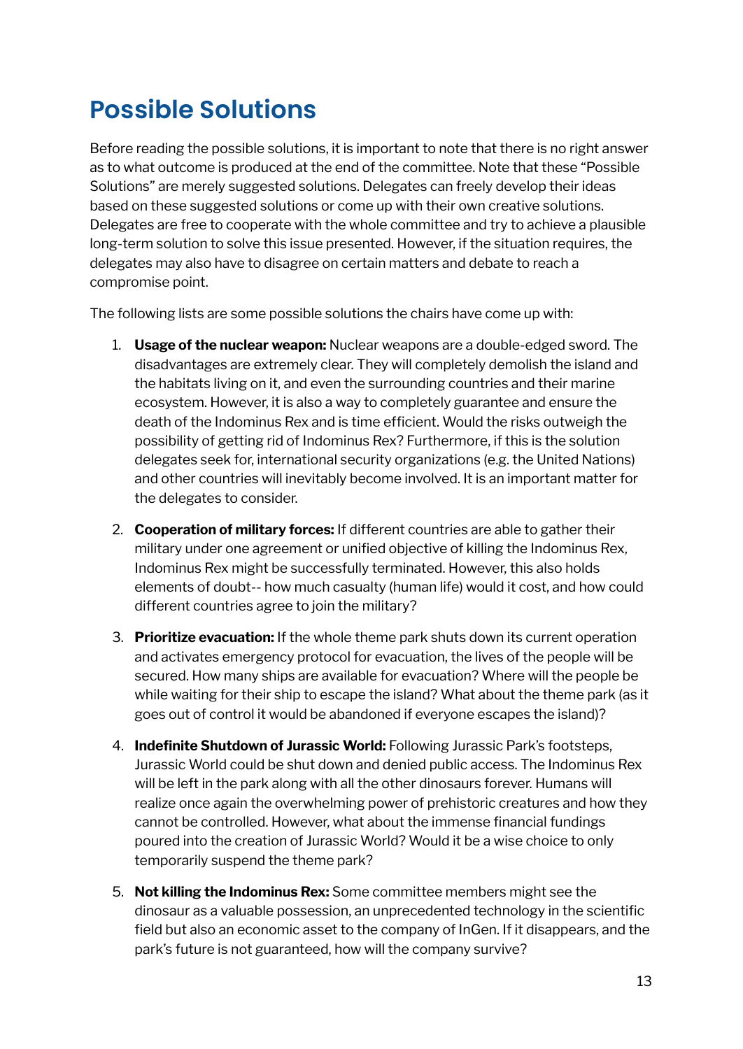# Possible Solutions

Before reading the possible solutions, it is important to note that there is no right answer as to what outcome is produced at the end of the committee. Note that these "Possible Solutions" are merely suggested solutions. Delegates can freely develop their ideas based on these suggested solutions or come up with their own creative solutions. Delegates are free to cooperate with the whole committee and try to achieve a plausible long-term solution to solve this issue presented. However, if the situation requires, the delegates may also have to disagree on certain matters and debate to reach a compromise point.

The following lists are some possible solutions the chairs have come up with:

1. **Usage of the nuclear weapon:** Nuclear weapons are a double-edged sword. The disadvantages are extremely clear. They will completely demolish the island and the habitats living on it, and even the surrounding countries and their marine ecosystem. However, it is also a way to completely guarantee and ensure the death of the Indominus Rex and is time efficient. Would the risks outweigh the possibility of getting rid of Indominus Rex? Furthermore, if this is the solution delegates seek for, international security organizations (e.g. the United Nations) and other countries will inevitably become involved. It is an important matter for the delegates to consider.

2. **Cooperation of military forces:** If different countries are able to gather their military under one agreement or unified objective of killing the Indominus Rex, Indominus Rex might be successfully terminated. However, this also holds elements of doubt-- how much casualty (human life) would it cost, and how could different countries agree to join the military?

3. **Prioritize evacuation:** If the whole theme park shuts down its current operation and activates emergency protocol for evacuation, the lives of the people will be secured. How many ships are available for evacuation? Where will the people be while waiting for their ship to escape the island? What about the theme park (as it goes out of control it would be abandoned if everyone escapes the island)?

4. **Indefinite Shutdown of Jurassic World:** Following Jurassic Park's footsteps, Jurassic World could be shut down and denied public access. The Indominus Rex will be left in the park along with all the other dinosaurs forever. Humans will realize once again the overwhelming power of prehistoric creatures and how they cannot be controlled. However, what about the immense financial fundings poured into the creation of Jurassic World? Would it be a wise choice to only temporarily suspend the theme park?

5. **Not killing the Indominus Rex:** Some committee members might see the dinosaur as a valuable possession, an unprecedented technology in the scientific field but also an economic asset to the company of InGen. If it disappears, and the park's future is not guaranteed, how will the company survive?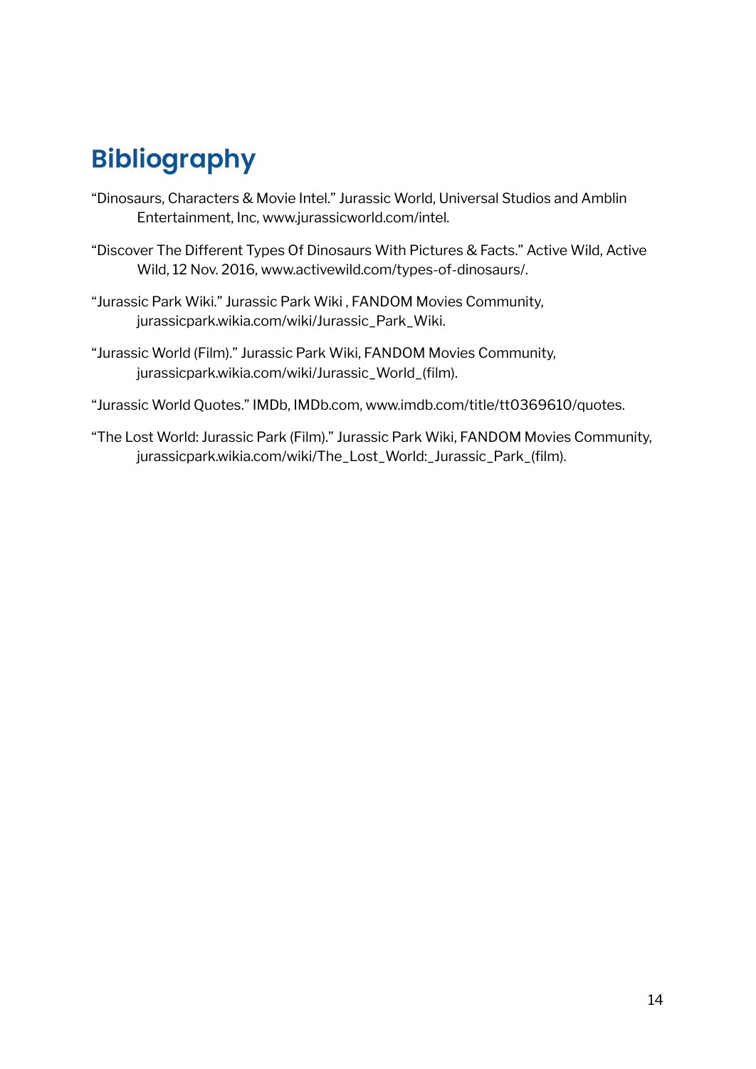# Bibliography

"Dinosaurs, Characters & Movie Intel." Jurassic World, Universal Studios and Amblin Entertainment, Inc, www.jurassicworld.com/intel.

"Discover The Different Types Of Dinosaurs With Pictures & Facts." Active Wild, Active Wild, 12 Nov. 2016, www.activewild.com/types-of-dinosaurs/.

"Jurassic Park Wiki." Jurassic Park Wiki , FANDOM Movies Community, jurassicpark.wikia.com/wiki/Jurassic_Park_Wiki.

"Jurassic World (Film)." Jurassic Park Wiki, FANDOM Movies Community, jurassicpark.wikia.com/wiki/Jurassic_World_(film).

"Jurassic World Quotes." IMDb, IMDb.com, www.imdb.com/title/tt0369610/quotes.

"The Lost World: Jurassic Park (Film)." Jurassic Park Wiki, FANDOM Movies Community, jurassicpark.wikia.com/wiki/The_Lost_World:_Jurassic_Park_(film).